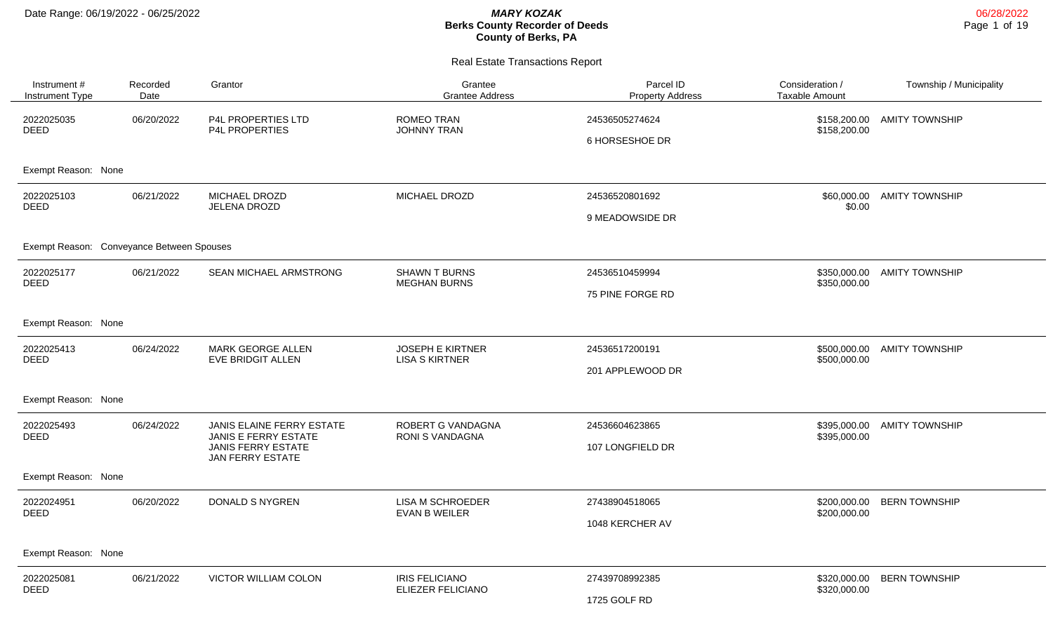Date Range: 06/19/2022 - 06/25/2022

# MARY KOZAK
## Berks County Recorder of Deeds
## County of Berks, PA

06/28/2022

### Real Estate Transactions Report

| Instrument # / Instrument Type | Recorded Date | Grantor | Grantee / Grantee Address | Parcel ID / Property Address | Consideration / Taxable Amount | Township / Municipality |
|---|---|---|---|---|---|---|
| 2022025035 DEED | 06/20/2022 | P4L PROPERTIES LTD<br>P4L PROPERTIES | ROMEO TRAN<br>JOHNNY TRAN | 24536505274624<br>6 HORSESHOE DR | $158,200.00<br>$158,200.00 | AMITY TOWNSHIP |
| Exempt Reason: None | | | | | | |
| 2022025103 DEED | 06/21/2022 | MICHAEL DROZD<br>JELENA DROZD | MICHAEL DROZD | 24536520801692<br>9 MEADOWSIDE DR | $60,000.00<br>$0.00 | AMITY TOWNSHIP |
| Exempt Reason: Conveyance Between Spouses | | | | | | |
| 2022025177 DEED | 06/21/2022 | SEAN MICHAEL ARMSTRONG | SHAWN T BURNS<br>MEGHAN BURNS | 24536510459994<br>75 PINE FORGE RD | $350,000.00<br>$350,000.00 | AMITY TOWNSHIP |
| Exempt Reason: None | | | | | | |
| 2022025413 DEED | 06/24/2022 | MARK GEORGE ALLEN<br>EVE BRIDGIT ALLEN | JOSEPH E KIRTNER<br>LISA S KIRTNER | 24536517200191<br>201 APPLEWOOD DR | $500,000.00<br>$500,000.00 | AMITY TOWNSHIP |
| Exempt Reason: None | | | | | | |
| 2022025493 DEED | 06/24/2022 | JANIS ELAINE FERRY ESTATE<br>JANIS E FERRY ESTATE<br>JANIS FERRY ESTATE<br>JAN FERRY ESTATE | ROBERT G VANDAGNA<br>RONI S VANDAGNA | 24536604623865<br>107 LONGFIELD DR | $395,000.00<br>$395,000.00 | AMITY TOWNSHIP |
| Exempt Reason: None | | | | | | |
| 2022024951 DEED | 06/20/2022 | DONALD S NYGREN | LISA M SCHROEDER<br>EVAN B WEILER | 27438904518065<br>1048 KERCHER AV | $200,000.00<br>$200,000.00 | BERN TOWNSHIP |
| Exempt Reason: None | | | | | | |
| 2022025081 DEED | 06/21/2022 | VICTOR WILLIAM COLON | IRIS FELICIANO<br>ELIEZER FELICIANO | 27439708992385<br>1725 GOLF RD | $320,000.00<br>$320,000.00 | BERN TOWNSHIP |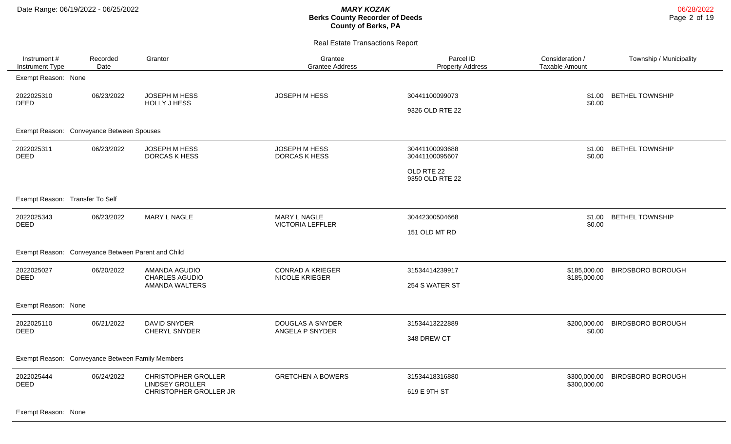# MARY KOZAK
## Berks County Recorder of Deeds
## County of Berks, PA

Date Range: 06/19/2022 - 06/25/2022

06/28/2022

### Real Estate Transactions Report

| Instrument # / Instrument Type | Recorded Date | Grantor | Grantee / Grantee Address | Parcel ID / Property Address | Consideration / Taxable Amount | Township / Municipality |
|---|---|---|---|---|---|---|
| Exempt Reason: None | | | | | | |
| 2022025310 DEED | 06/23/2022 | JOSEPH M HESS HOLLY J HESS | JOSEPH M HESS | 30441100099073 9326 OLD RTE 22 | $1.00 $0.00 | BETHEL TOWNSHIP |
| Exempt Reason: Conveyance Between Spouses | | | | | | |
| 2022025311 DEED | 06/23/2022 | JOSEPH M HESS DORCAS K HESS | JOSEPH M HESS DORCAS K HESS | 30441100093688 30441100095607 OLD RTE 22 9350 OLD RTE 22 | $1.00 $0.00 | BETHEL TOWNSHIP |
| Exempt Reason: Transfer To Self | | | | | | |
| 2022025343 DEED | 06/23/2022 | MARY L NAGLE | MARY L NAGLE VICTORIA LEFFLER | 30442300504668 151 OLD MT RD | $1.00 $0.00 | BETHEL TOWNSHIP |
| Exempt Reason: Conveyance Between Parent and Child | | | | | | |
| 2022025027 DEED | 06/20/2022 | AMANDA AGUDIO CHARLES AGUDIO AMANDA WALTERS | CONRAD A KRIEGER NICOLE KRIEGER | 31534414239917 254 S WATER ST | $185,000.00 $185,000.00 | BIRDSBORO BOROUGH |
| Exempt Reason: None | | | | | | |
| 2022025110 DEED | 06/21/2022 | DAVID SNYDER CHERYL SNYDER | DOUGLAS A SNYDER ANGELA P SNYDER | 31534413222889 348 DREW CT | $200,000.00 $0.00 | BIRDSBORO BOROUGH |
| Exempt Reason: Conveyance Between Family Members | | | | | | |
| 2022025444 DEED | 06/24/2022 | CHRISTOPHER GROLLER LINDSEY GROLLER CHRISTOPHER GROLLER JR | GRETCHEN A BOWERS | 31534418316880 619 E 9TH ST | $300,000.00 $300,000.00 | BIRDSBORO BOROUGH |
| Exempt Reason: None | | | | | | |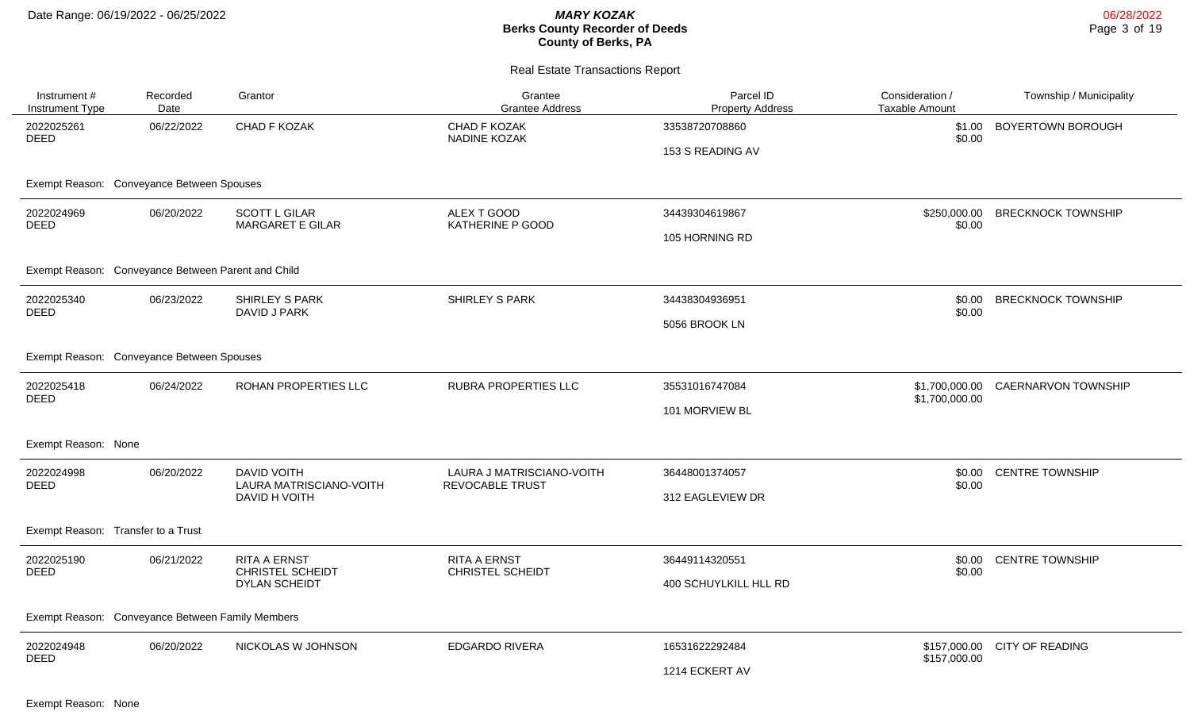# Berks County Recorder of Deeds
## County of Berks, PA

Date Range: 06/19/2022 - 06/25/2022

MARY KOZAK

06/28/2022

### Real Estate Transactions Report

| Instrument # / Instrument Type | Recorded Date | Grantor | Grantee / Grantee Address | Parcel ID / Property Address | Consideration / Taxable Amount | Township / Municipality |
|---|---|---|---|---|---|---|
| 2022025261 DEED | 06/22/2022 | CHAD F KOZAK | CHAD F KOZAK<br>NADINE KOZAK | 33538720708860<br>153 S READING AV | $1.00<br>$0.00 | BOYERTOWN BOROUGH |
| Exempt Reason: Conveyance Between Spouses | | | | | | |
| 2022024969 DEED | 06/20/2022 | SCOTT L GILAR<br>MARGARET E GILAR | ALEX T GOOD<br>KATHERINE P GOOD | 34439304619867<br>105 HORNING RD | $250,000.00<br>$0.00 | BRECKNOCK TOWNSHIP |
| Exempt Reason: Conveyance Between Parent and Child | | | | | | |
| 2022025340 DEED | 06/23/2022 | SHIRLEY S PARK<br>DAVID J PARK | SHIRLEY S PARK | 34438304936951<br>5056 BROOK LN | $0.00<br>$0.00 | BRECKNOCK TOWNSHIP |
| Exempt Reason: Conveyance Between Spouses | | | | | | |
| 2022025418 DEED | 06/24/2022 | ROHAN PROPERTIES LLC | RUBRA PROPERTIES LLC | 35531016747084<br>101 MORVIEW BL | $1,700,000.00<br>$1,700,000.00 | CAERNARVON TOWNSHIP |
| Exempt Reason: None | | | | | | |
| 2022024998 DEED | 06/20/2022 | DAVID VOITH<br>LAURA MATRISCIANO-VOITH<br>DAVID H VOITH | LAURA J MATRISCIANO-VOITH REVOCABLE TRUST | 36448001374057<br>312 EAGLEVIEW DR | $0.00<br>$0.00 | CENTRE TOWNSHIP |
| Exempt Reason: Transfer to a Trust | | | | | | |
| 2022025190 DEED | 06/21/2022 | RITA A ERNST<br>CHRISTEL SCHEIDT<br>DYLAN SCHEIDT | RITA A ERNST<br>CHRISTEL SCHEIDT | 36449114320551<br>400 SCHUYLKILL HLL RD | $0.00<br>$0.00 | CENTRE TOWNSHIP |
| Exempt Reason: Conveyance Between Family Members | | | | | | |
| 2022024948 DEED | 06/20/2022 | NICKOLAS W JOHNSON | EDGARDO RIVERA | 16531622292484<br>1214 ECKERT AV | $157,000.00<br>$157,000.00 | CITY OF READING |
| Exempt Reason: None | | | | | | |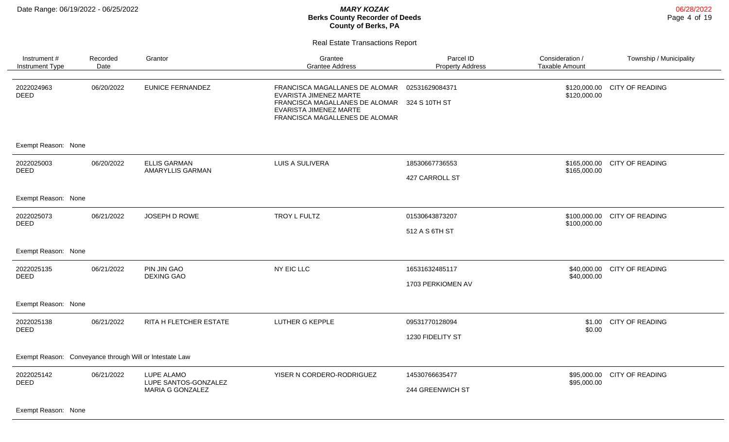Date Range: 06/19/2022 - 06/25/2022

**MARY KOZAK**
**Berks County Recorder of Deeds**
**County of Berks, PA**

Real Estate Transactions Report

| Instrument # / Instrument Type | Recorded Date | Grantor | Grantee / Grantee Address | Parcel ID / Property Address | Consideration / Taxable Amount | Township / Municipality |
|---|---|---|---|---|---|---|
| 2022024963 DEED | 06/20/2022 | EUNICE FERNANDEZ | FRANCISCA MAGALLANES DE ALOMAR EVARISTA JIMENEZ MARTE FRANCISCA MAGALLANES DE ALOMAR EVARISTA JIMENEZ MARTE FRANCISCA MAGALLENES DE ALOMAR | 02531629084371 324 S 10TH ST | $120,000.00 $120,000.00 | CITY OF READING |
| Exempt Reason: None | | | | | | |
| 2022025003 DEED | 06/20/2022 | ELLIS GARMAN AMARYLLIS GARMAN | LUIS A SULIVERA | 18530667736553 427 CARROLL ST | $165,000.00 $165,000.00 | CITY OF READING |
| Exempt Reason: None | | | | | | |
| 2022025073 DEED | 06/21/2022 | JOSEPH D ROWE | TROY L FULTZ | 01530643873207 512 A S 6TH ST | $100,000.00 $100,000.00 | CITY OF READING |
| Exempt Reason: None | | | | | | |
| 2022025135 DEED | 06/21/2022 | PIN JIN GAO DEXING GAO | NY EIC LLC | 16531632485117 1703 PERKIOMEN AV | $40,000.00 $40,000.00 | CITY OF READING |
| Exempt Reason: None | | | | | | |
| 2022025138 DEED | 06/21/2022 | RITA H FLETCHER ESTATE | LUTHER G KEPPLE | 09531770128094 1230 FIDELITY ST | $1.00 $0.00 | CITY OF READING |
| Exempt Reason: Conveyance through Will or Intestate Law | | | | | | |
| 2022025142 DEED | 06/21/2022 | LUPE ALAMO LUPE SANTOS-GONZALEZ MARIA G GONZALEZ | YISER N CORDERO-RODRIGUEZ | 14530766635477 244 GREENWICH ST | $95,000.00 $95,000.00 | CITY OF READING |
| Exempt Reason: None | | | | | | |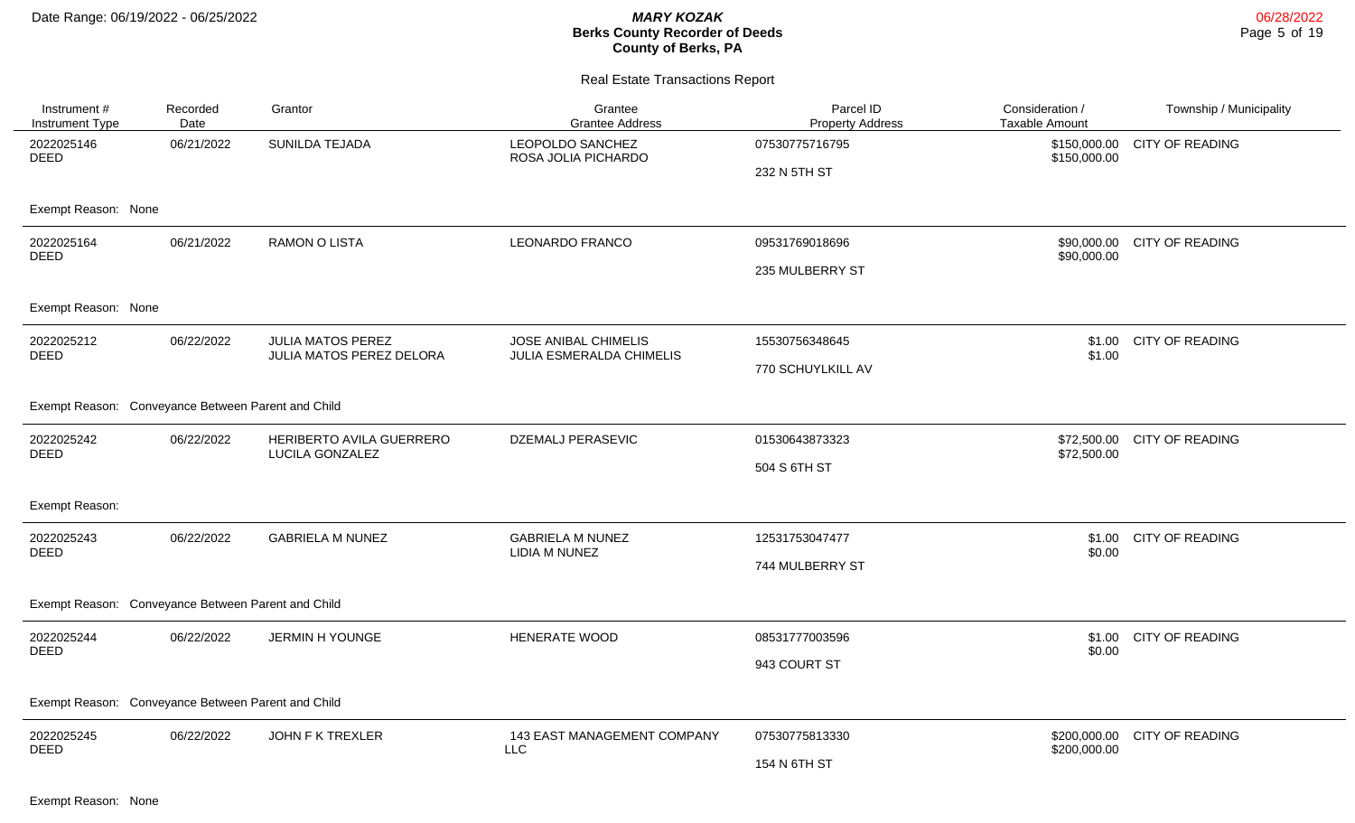Date Range: 06/19/2022 - 06/25/2022

***MARY KOZAK***
**Berks County Recorder of Deeds**
**County of Berks, PA**

06/28/2022

Real Estate Transactions Report

| Instrument # / Instrument Type | Recorded Date | Grantor | Grantee / Grantee Address | Parcel ID / Property Address | Consideration / Taxable Amount | Township / Municipality |
|---|---|---|---|---|---|---|
| 2022025146 DEED | 06/21/2022 | SUNILDA TEJADA | LEOPOLDO SANCHEZ<br>ROSA JOLIA PICHARDO | 07530775716795<br>232 N 5TH ST | \$150,000.00<br>\$150,000.00 | CITY OF READING |
| Exempt Reason: None | | | | | | |
| 2022025164 DEED | 06/21/2022 | RAMON O LISTA | LEONARDO FRANCO | 09531769018696<br>235 MULBERRY ST | \$90,000.00<br>\$90,000.00 | CITY OF READING |
| Exempt Reason: None | | | | | | |
| 2022025212 DEED | 06/22/2022 | JULIA MATOS PEREZ<br>JULIA MATOS PEREZ DELORA | JOSE ANIBAL CHIMELIS<br>JULIA ESMERALDA CHIMELIS | 15530756348645<br>770 SCHUYLKILL AV | \$1.00<br>\$1.00 | CITY OF READING |
| Exempt Reason: Conveyance Between Parent and Child | | | | | | |
| 2022025242 DEED | 06/22/2022 | HERIBERTO AVILA GUERRERO<br>LUCILA GONZALEZ | DZEMALJ PERASEVIC | 01530643873323<br>504 S 6TH ST | \$72,500.00<br>\$72,500.00 | CITY OF READING |
| Exempt Reason: | | | | | | |
| 2022025243 DEED | 06/22/2022 | GABRIELA M NUNEZ | GABRIELA M NUNEZ<br>LIDIA M NUNEZ | 12531753047477<br>744 MULBERRY ST | \$1.00<br>\$0.00 | CITY OF READING |
| Exempt Reason: Conveyance Between Parent and Child | | | | | | |
| 2022025244 DEED | 06/22/2022 | JERMIN H YOUNGE | HENERATE WOOD | 08531777003596<br>943 COURT ST | \$1.00<br>\$0.00 | CITY OF READING |
| Exempt Reason: Conveyance Between Parent and Child | | | | | | |
| 2022025245 DEED | 06/22/2022 | JOHN F K TREXLER | 143 EAST MANAGEMENT COMPANY LLC | 07530775813330<br>154 N 6TH ST | \$200,000.00<br>\$200,000.00 | CITY OF READING |
| Exempt Reason: None | | | | | | |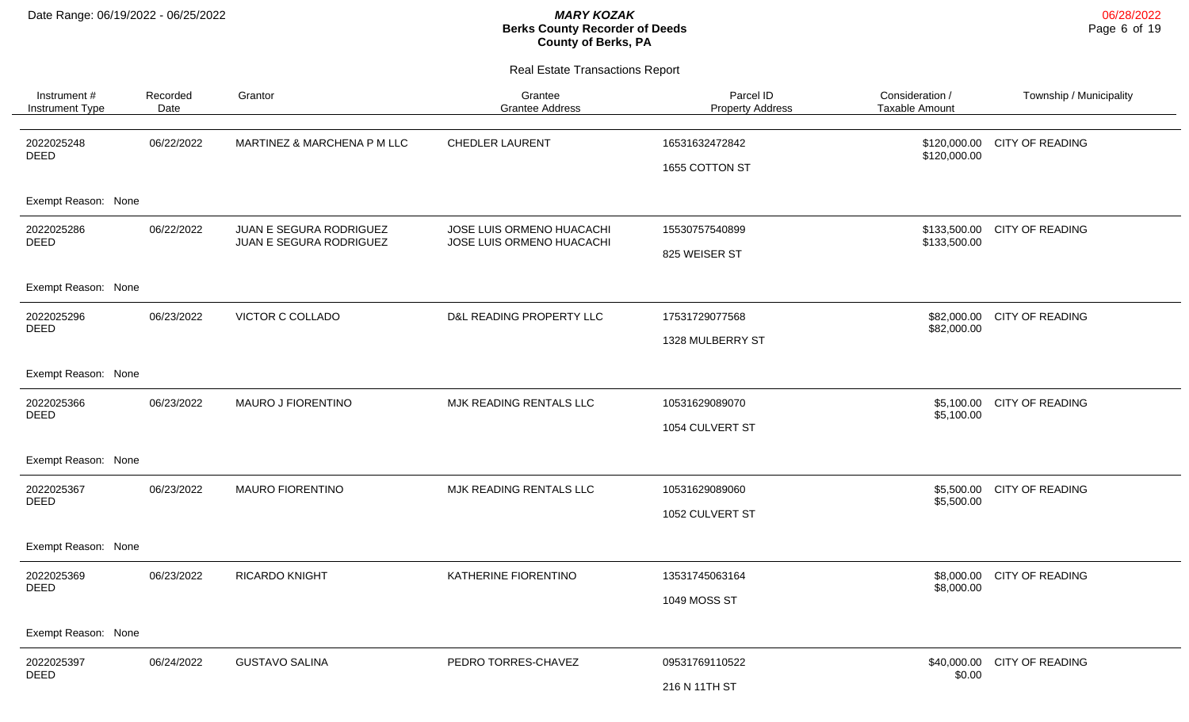# Berks County Recorder of Deeds

**MARY KOZAK**
**Berks County Recorder of Deeds**
**County of Berks, PA**

Date Range: 06/19/2022 - 06/25/2022

06/28/2022

## Real Estate Transactions Report

| Instrument # / Instrument Type | Recorded Date | Grantor | Grantee / Grantee Address | Parcel ID / Property Address | Consideration / Taxable Amount | Township / Municipality |
|---|---|---|---|---|---|---|
| 2022025248 DEED | 06/22/2022 | MARTINEZ & MARCHENA P M LLC | CHEDLER LAURENT | 16531632472842 1655 COTTON ST | $120,000.00 $120,000.00 | CITY OF READING |
| Exempt Reason: None | | | | | | |
| 2022025286 DEED | 06/22/2022 | JUAN E SEGURA RODRIGUEZ JUAN E SEGURA RODRIGUEZ | JOSE LUIS ORMENO HUACACHI JOSE LUIS ORMENO HUACACHI | 15530757540899 825 WEISER ST | $133,500.00 $133,500.00 | CITY OF READING |
| Exempt Reason: None | | | | | | |
| 2022025296 DEED | 06/23/2022 | VICTOR C COLLADO | D&L READING PROPERTY LLC | 17531729077568 1328 MULBERRY ST | $82,000.00 $82,000.00 | CITY OF READING |
| Exempt Reason: None | | | | | | |
| 2022025366 DEED | 06/23/2022 | MAURO J FIORENTINO | MJK READING RENTALS LLC | 10531629089070 1054 CULVERT ST | $5,100.00 $5,100.00 | CITY OF READING |
| Exempt Reason: None | | | | | | |
| 2022025367 DEED | 06/23/2022 | MAURO FIORENTINO | MJK READING RENTALS LLC | 10531629089060 1052 CULVERT ST | $5,500.00 $5,500.00 | CITY OF READING |
| Exempt Reason: None | | | | | | |
| 2022025369 DEED | 06/23/2022 | RICARDO KNIGHT | KATHERINE FIORENTINO | 13531745063164 1049 MOSS ST | $8,000.00 $8,000.00 | CITY OF READING |
| Exempt Reason: None | | | | | | |
| 2022025397 DEED | 06/24/2022 | GUSTAVO SALINA | PEDRO TORRES-CHAVEZ | 09531769110522 216 N 11TH ST | $40,000.00 $0.00 | CITY OF READING |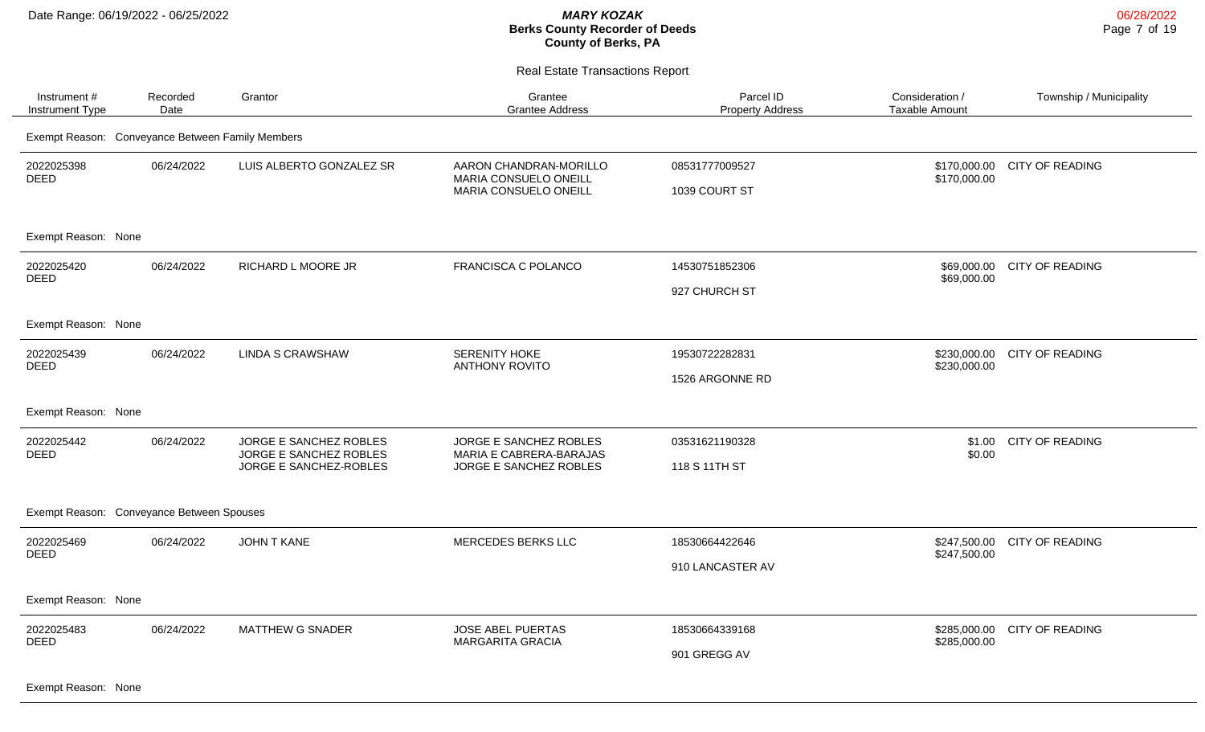**MARY KOZAK**
**Berks County Recorder of Deeds**
**County of Berks, PA**

Date Range: 06/19/2022 - 06/25/2022

06/28/2022

Real Estate Transactions Report

| Instrument # / Instrument Type | Recorded Date | Grantor | Grantee / Grantee Address | Parcel ID / Property Address | Consideration / Taxable Amount | Township / Municipality |
|---|---|---|---|---|---|---|
| Exempt Reason: Conveyance Between Family Members | | | | | | |
| 2022025398 DEED | 06/24/2022 | LUIS ALBERTO GONZALEZ SR | AARON CHANDRAN-MORILLO<br>MARIA CONSUELO ONEILL<br>MARIA CONSUELO ONEILL | 08531777009527<br>1039 COURT ST | $170,000.00<br>$170,000.00 | CITY OF READING |
| Exempt Reason: None | | | | | | |
| 2022025420 DEED | 06/24/2022 | RICHARD L MOORE JR | FRANCISCA C POLANCO | 14530751852306<br>927 CHURCH ST | $69,000.00<br>$69,000.00 | CITY OF READING |
| Exempt Reason: None | | | | | | |
| 2022025439 DEED | 06/24/2022 | LINDA S CRAWSHAW | SERENITY HOKE<br>ANTHONY ROVITO | 19530722282831<br>1526 ARGONNE RD | $230,000.00<br>$230,000.00 | CITY OF READING |
| Exempt Reason: None | | | | | | |
| 2022025442 DEED | 06/24/2022 | JORGE E SANCHEZ ROBLES<br>JORGE E SANCHEZ ROBLES<br>JORGE E SANCHEZ-ROBLES | JORGE E SANCHEZ ROBLES<br>MARIA E CABRERA-BARAJAS<br>JORGE E SANCHEZ ROBLES | 03531621190328<br>118 S 11TH ST | $1.00<br>$0.00 | CITY OF READING |
| Exempt Reason: Conveyance Between Spouses | | | | | | |
| 2022025469 DEED | 06/24/2022 | JOHN T KANE | MERCEDES BERKS LLC | 18530664422646<br>910 LANCASTER AV | $247,500.00<br>$247,500.00 | CITY OF READING |
| Exempt Reason: None | | | | | | |
| 2022025483 DEED | 06/24/2022 | MATTHEW G SNADER | JOSE ABEL PUERTAS<br>MARGARITA GRACIA | 18530664339168<br>901 GREGG AV | $285,000.00<br>$285,000.00 | CITY OF READING |
| Exempt Reason: None | | | | | | |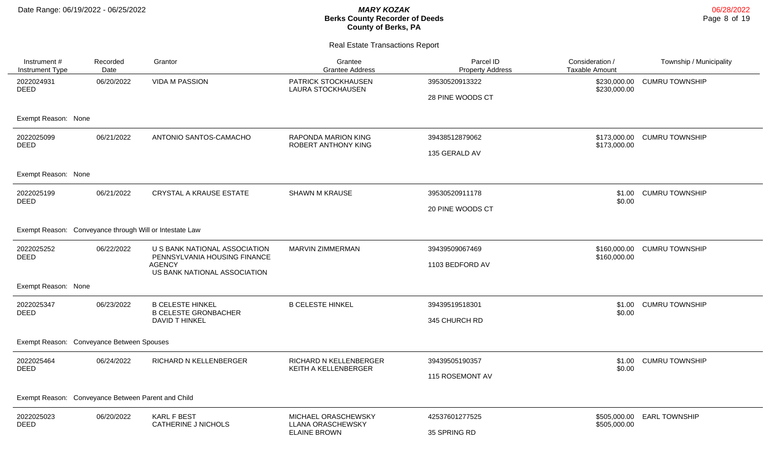# Berks County Recorder of Deeds
## County of Berks, PA

Date Range: 06/19/2022 - 06/25/2022

*MARY KOZAK*

### Real Estate Transactions Report

| Instrument # / Instrument Type | Recorded Date | Grantor | Grantee / Grantee Address | Parcel ID / Property Address | Consideration / Taxable Amount | Township / Municipality |
|---|---|---|---|---|---|---|
| 2022024931 DEED | 06/20/2022 | VIDA M PASSION | PATRICK STOCKHAUSEN<br>LAURA STOCKHAUSEN | 39530520913322<br>28 PINE WOODS CT | \$230,000.00<br>\$230,000.00 | CUMRU TOWNSHIP |
| Exempt Reason: None | | | | | | |
| 2022025099 DEED | 06/21/2022 | ANTONIO SANTOS-CAMACHO | RAPONDA MARION KING<br>ROBERT ANTHONY KING | 39438512879062<br>135 GERALD AV | \$173,000.00<br>\$173,000.00 | CUMRU TOWNSHIP |
| Exempt Reason: None | | | | | | |
| 2022025199 DEED | 06/21/2022 | CRYSTAL A KRAUSE ESTATE | SHAWN M KRAUSE | 39530520911178<br>20 PINE WOODS CT | \$1.00<br>\$0.00 | CUMRU TOWNSHIP |
| Exempt Reason: Conveyance through Will or Intestate Law | | | | | | |
| 2022025252 DEED | 06/22/2022 | U S BANK NATIONAL ASSOCIATION<br>PENNSYLVANIA HOUSING FINANCE AGENCY<br>US BANK NATIONAL ASSOCIATION | MARVIN ZIMMERMAN | 39439509067469<br>1103 BEDFORD AV | \$160,000.00<br>\$160,000.00 | CUMRU TOWNSHIP |
| Exempt Reason: None | | | | | | |
| 2022025347 DEED | 06/23/2022 | B CELESTE HINKEL<br>B CELESTE GRONBACHER<br>DAVID T HINKEL | B CELESTE HINKEL | 39439519518301<br>345 CHURCH RD | \$1.00<br>\$0.00 | CUMRU TOWNSHIP |
| Exempt Reason: Conveyance Between Spouses | | | | | | |
| 2022025464 DEED | 06/24/2022 | RICHARD N KELLENBERGER | RICHARD N KELLENBERGER<br>KEITH A KELLENBERGER | 39439505190357<br>115 ROSEMONT AV | \$1.00<br>\$0.00 | CUMRU TOWNSHIP |
| Exempt Reason: Conveyance Between Parent and Child | | | | | | |
| 2022025023 DEED | 06/20/2022 | KARL F BEST<br>CATHERINE J NICHOLS | MICHAEL ORASCHEWSKY<br>LLANA ORASCHEWSKY<br>ELAINE BROWN | 42537601277525<br>35 SPRING RD | \$505,000.00<br>\$505,000.00 | EARL TOWNSHIP |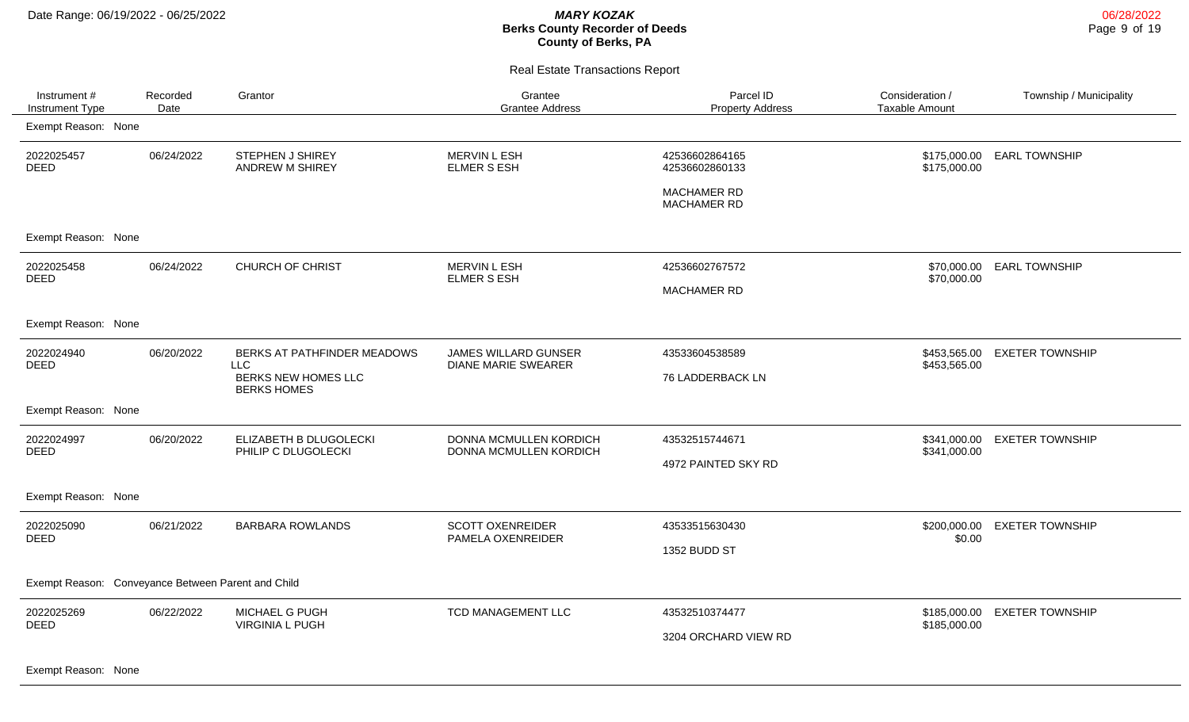## Real Estate Transactions Report

| Instrument # / Instrument Type | Recorded Date | Grantor | Grantee / Grantee Address | Parcel ID / Property Address | Consideration / Taxable Amount | Township / Municipality |
|---|---|---|---|---|---|---|
| Exempt Reason: None | | | | | | |
| 2022025457 DEED | 06/24/2022 | STEPHEN J SHIREY<br>ANDREW M SHIREY | MERVIN L ESH<br>ELMER S ESH | 42536602864165<br>42536602860133<br>MACHAMER RD<br>MACHAMER RD | $175,000.00<br>$175,000.00 | EARL TOWNSHIP |
| Exempt Reason: None | | | | | | |
| 2022025458 DEED | 06/24/2022 | CHURCH OF CHRIST | MERVIN L ESH<br>ELMER S ESH | 42536602767572<br>MACHAMER RD | $70,000.00<br>$70,000.00 | EARL TOWNSHIP |
| Exempt Reason: None | | | | | | |
| 2022024940 DEED | 06/20/2022 | BERKS AT PATHFINDER MEADOWS LLC<br>BERKS NEW HOMES LLC<br>BERKS HOMES | JAMES WILLARD GUNSER<br>DIANE MARIE SWEARER | 43533604538589<br>76 LADDERBACK LN | $453,565.00<br>$453,565.00 | EXETER TOWNSHIP |
| Exempt Reason: None | | | | | | |
| 2022024997 DEED | 06/20/2022 | ELIZABETH B DLUGOLECKI<br>PHILIP C DLUGOLECKI | DONNA MCMULLEN KORDICH<br>DONNA MCMULLEN KORDICH | 43532515744671<br>4972 PAINTED SKY RD | $341,000.00<br>$341,000.00 | EXETER TOWNSHIP |
| Exempt Reason: None | | | | | | |
| 2022025090 DEED | 06/21/2022 | BARBARA ROWLANDS | SCOTT OXENREIDER<br>PAMELA OXENREIDER | 43533515630430<br>1352 BUDD ST | $200,000.00<br>$0.00 | EXETER TOWNSHIP |
| Exempt Reason: Conveyance Between Parent and Child | | | | | | |
| 2022025269 DEED | 06/22/2022 | MICHAEL G PUGH<br>VIRGINIA L PUGH | TCD MANAGEMENT LLC | 43532510374477<br>3204 ORCHARD VIEW RD | $185,000.00<br>$185,000.00 | EXETER TOWNSHIP |
| Exempt Reason: None | | | | | | |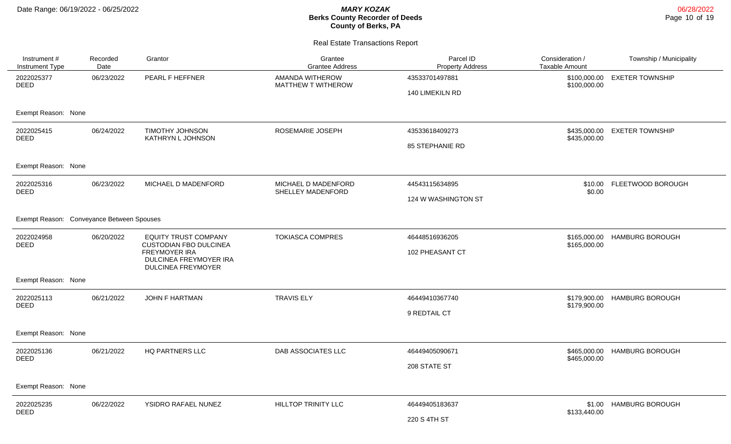# MARY KOZAK
## Berks County Recorder of Deeds
## County of Berks, PA

Date Range: 06/19/2022 - 06/25/2022

06/28/2022

### Real Estate Transactions Report

| Instrument # / Instrument Type | Recorded Date | Grantor | Grantee / Grantee Address | Parcel ID / Property Address | Consideration / Taxable Amount | Township / Municipality |
|---|---|---|---|---|---|---|
| 2022025377 DEED | 06/23/2022 | PEARL F HEFFNER | AMANDA WITHEROW MATTHEW T WITHEROW | 43533701497881 140 LIMEKILN RD | $100,000.00 $100,000.00 | EXETER TOWNSHIP |
| Exempt Reason: None | | | | | | |
| 2022025415 DEED | 06/24/2022 | TIMOTHY JOHNSON KATHRYN L JOHNSON | ROSEMARIE JOSEPH | 43533618409273 85 STEPHANIE RD | $435,000.00 $435,000.00 | EXETER TOWNSHIP |
| Exempt Reason: None | | | | | | |
| 2022025316 DEED | 06/23/2022 | MICHAEL D MADENFORD | MICHAEL D MADENFORD SHELLEY MADENFORD | 44543115634895 124 W WASHINGTON ST | $10.00 $0.00 | FLEETWOOD BOROUGH |
| Exempt Reason: Conveyance Between Spouses | | | | | | |
| 2022024958 DEED | 06/20/2022 | EQUITY TRUST COMPANY CUSTODIAN FBO DULCINEA FREYMOYER IRA DULCINEA FREYMOYER IRA DULCINEA FREYMOYER | TOKIASCA COMPRES | 46448516936205 102 PHEASANT CT | $165,000.00 $165,000.00 | HAMBURG BOROUGH |
| Exempt Reason: None | | | | | | |
| 2022025113 DEED | 06/21/2022 | JOHN F HARTMAN | TRAVIS ELY | 46449410367740 9 REDTAIL CT | $179,900.00 $179,900.00 | HAMBURG BOROUGH |
| Exempt Reason: None | | | | | | |
| 2022025136 DEED | 06/21/2022 | HQ PARTNERS LLC | DAB ASSOCIATES LLC | 46449405090671 208 STATE ST | $465,000.00 $465,000.00 | HAMBURG BOROUGH |
| Exempt Reason: None | | | | | | |
| 2022025235 DEED | 06/22/2022 | YSIDRO RAFAEL NUNEZ | HILLTOP TRINITY LLC | 46449405183637 220 S 4TH ST | $1.00 $133,440.00 | HAMBURG BOROUGH |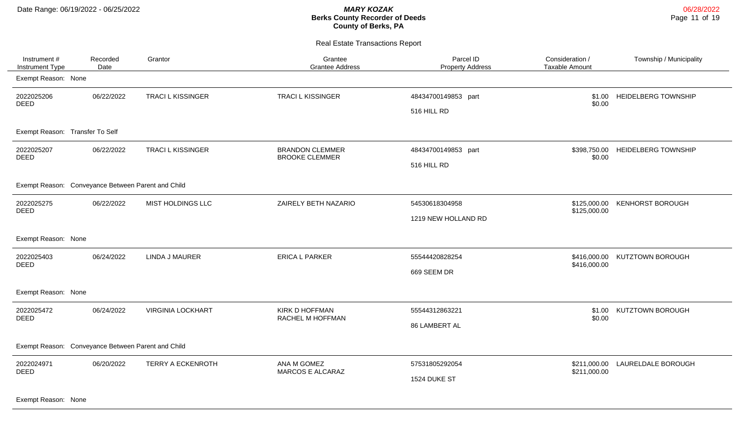# MARY KOZAK
## Berks County Recorder of Deeds
### County of Berks, PA

Date Range: 06/19/2022 - 06/25/2022

06/28/2022

Real Estate Transactions Report

| Instrument # / Instrument Type | Recorded Date | Grantor | Grantee / Grantee Address | Parcel ID / Property Address | Consideration / Taxable Amount | Township / Municipality |
|---|---|---|---|---|---|---|
| Exempt Reason: None | | | | | | |
| 2022025206 DEED | 06/22/2022 | TRACI L KISSINGER | TRACI L KISSINGER | 48434700149853 part 516 HILL RD | $1.00 $0.00 | HEIDELBERG TOWNSHIP |
| Exempt Reason: Transfer To Self | | | | | | |
| 2022025207 DEED | 06/22/2022 | TRACI L KISSINGER | BRANDON CLEMMER BROOKE CLEMMER | 48434700149853 part 516 HILL RD | $398,750.00 $0.00 | HEIDELBERG TOWNSHIP |
| Exempt Reason: Conveyance Between Parent and Child | | | | | | |
| 2022025275 DEED | 06/22/2022 | MIST HOLDINGS LLC | ZAIRELY BETH NAZARIO | 54530618304958 1219 NEW HOLLAND RD | $125,000.00 $125,000.00 | KENHORST BOROUGH |
| Exempt Reason: None | | | | | | |
| 2022025403 DEED | 06/24/2022 | LINDA J MAURER | ERICA L PARKER | 55544420828254 669 SEEM DR | $416,000.00 $416,000.00 | KUTZTOWN BOROUGH |
| Exempt Reason: None | | | | | | |
| 2022025472 DEED | 06/24/2022 | VIRGINIA LOCKHART | KIRK D HOFFMAN RACHEL M HOFFMAN | 55544312863221 86 LAMBERT AL | $1.00 $0.00 | KUTZTOWN BOROUGH |
| Exempt Reason: Conveyance Between Parent and Child | | | | | | |
| 2022024971 DEED | 06/20/2022 | TERRY A ECKENROTH | ANA M GOMEZ MARCOS E ALCARAZ | 57531805292054 1524 DUKE ST | $211,000.00 $211,000.00 | LAURELDALE BOROUGH |
| Exempt Reason: None | | | | | | |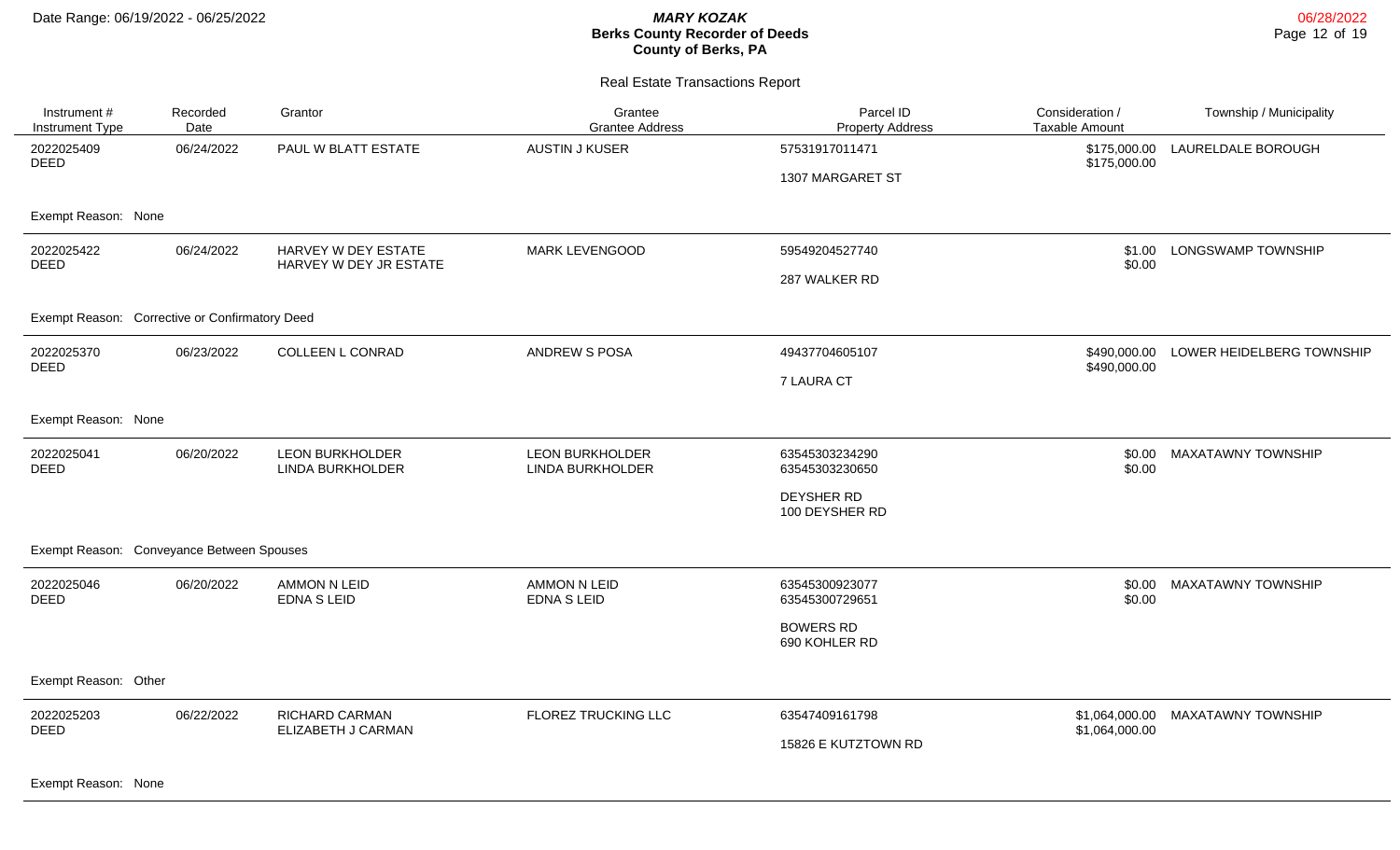Date Range: 06/19/2022 - 06/25/2022

***MARY KOZAK***
**Berks County Recorder of Deeds**
**County of Berks, PA**

Real Estate Transactions Report

| Instrument # / Instrument Type | Recorded Date | Grantor | Grantee / Grantee Address | Parcel ID / Property Address | Consideration / Taxable Amount | Township / Municipality |
|---|---|---|---|---|---|---|
| 2022025409 DEED | 06/24/2022 | PAUL W BLATT ESTATE | AUSTIN J KUSER | 57531917011471<br>1307 MARGARET ST | $175,000.00<br>$175,000.00 | LAURELDALE BOROUGH |
| Exempt Reason: None | | | | | | |
| 2022025422 DEED | 06/24/2022 | HARVEY W DEY ESTATE<br>HARVEY W DEY JR ESTATE | MARK LEVENGOOD | 59549204527740<br>287 WALKER RD | $1.00<br>$0.00 | LONGSWAMP TOWNSHIP |
| Exempt Reason: Corrective or Confirmatory Deed | | | | | | |
| 2022025370 DEED | 06/23/2022 | COLLEEN L CONRAD | ANDREW S POSA | 49437704605107<br>7 LAURA CT | $490,000.00<br>$490,000.00 | LOWER HEIDELBERG TOWNSHIP |
| Exempt Reason: None | | | | | | |
| 2022025041 DEED | 06/20/2022 | LEON BURKHOLDER<br>LINDA BURKHOLDER | LEON BURKHOLDER<br>LINDA BURKHOLDER | 63545303234290<br>63545303230650<br>DEYSHER RD<br>100 DEYSHER RD | $0.00<br>$0.00 | MAXATAWNY TOWNSHIP |
| Exempt Reason: Conveyance Between Spouses | | | | | | |
| 2022025046 DEED | 06/20/2022 | AMMON N LEID<br>EDNA S LEID | AMMON N LEID<br>EDNA S LEID | 63545300923077<br>63545300729651<br>BOWERS RD<br>690 KOHLER RD | $0.00<br>$0.00 | MAXATAWNY TOWNSHIP |
| Exempt Reason: Other | | | | | | |
| 2022025203 DEED | 06/22/2022 | RICHARD CARMAN<br>ELIZABETH J CARMAN | FLOREZ TRUCKING LLC | 63547409161798<br>15826 E KUTZTOWN RD | $1,064,000.00<br>$1,064,000.00 | MAXATAWNY TOWNSHIP |
| Exempt Reason: None | | | | | | |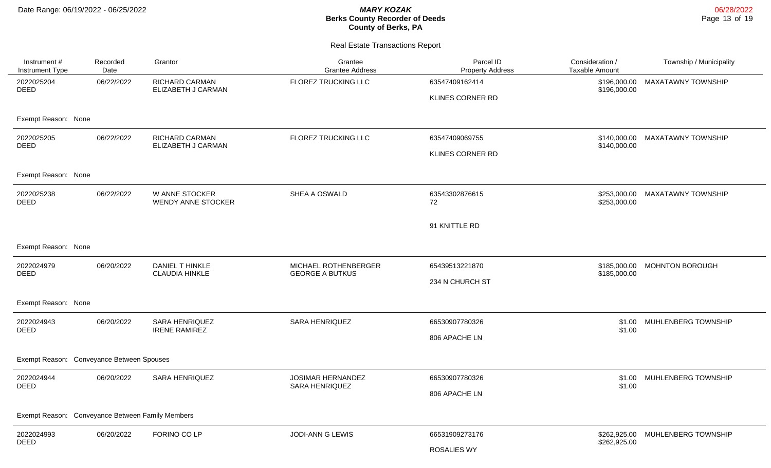# Real Estate Transactions Report

| Instrument # / Instrument Type | Recorded Date | Grantor | Grantee / Grantee Address | Parcel ID / Property Address | Consideration / Taxable Amount | Township / Municipality |
|---|---|---|---|---|---|---|
| 2022025204 DEED | 06/22/2022 | RICHARD CARMAN ELIZABETH J CARMAN | FLOREZ TRUCKING LLC | 63547409162414 KLINES CORNER RD | $196,000.00 $196,000.00 | MAXATAWNY TOWNSHIP |
| Exempt Reason: None | | | | | | |
| 2022025205 DEED | 06/22/2022 | RICHARD CARMAN ELIZABETH J CARMAN | FLOREZ TRUCKING LLC | 63547409069755 KLINES CORNER RD | $140,000.00 $140,000.00 | MAXATAWNY TOWNSHIP |
| Exempt Reason: None | | | | | | |
| 2022025238 DEED | 06/22/2022 | W ANNE STOCKER WENDY ANNE STOCKER | SHEA A OSWALD | 63543302876615 72 91 KNITTLE RD | $253,000.00 $253,000.00 | MAXATAWNY TOWNSHIP |
| Exempt Reason: None | | | | | | |
| 2022024979 DEED | 06/20/2022 | DANIEL T HINKLE CLAUDIA HINKLE | MICHAEL ROTHENBERGER GEORGE A BUTKUS | 65439513221870 234 N CHURCH ST | $185,000.00 $185,000.00 | MOHNTON BOROUGH |
| Exempt Reason: None | | | | | | |
| 2022024943 DEED | 06/20/2022 | SARA HENRIQUEZ IRENE RAMIREZ | SARA HENRIQUEZ | 66530907780326 806 APACHE LN | $1.00 $1.00 | MUHLENBERG TOWNSHIP |
| Exempt Reason: Conveyance Between Spouses | | | | | | |
| 2022024944 DEED | 06/20/2022 | SARA HENRIQUEZ | JOSIMAR HERNANDEZ SARA HENRIQUEZ | 66530907780326 806 APACHE LN | $1.00 $1.00 | MUHLENBERG TOWNSHIP |
| Exempt Reason: Conveyance Between Family Members | | | | | | |
| 2022024993 DEED | 06/20/2022 | FORINO CO LP | JODI-ANN G LEWIS | 66531909273176 ROSALIES WY | $262,925.00 $262,925.00 | MUHLENBERG TOWNSHIP |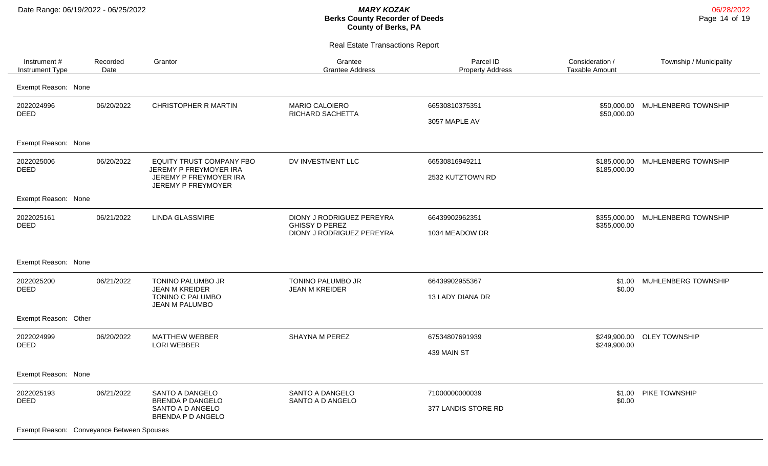Date Range: 06/19/2022 - 06/25/2022

***MARY KOZAK***
**Berks County Recorder of Deeds**
**County of Berks, PA**

06/28/2022

Real Estate Transactions Report

| Instrument # / Instrument Type | Recorded Date | Grantor | Grantee / Grantee Address | Parcel ID / Property Address | Consideration / Taxable Amount | Township / Municipality |
|---|---|---|---|---|---|---|
| Exempt Reason: None | | | | | | |
| 2022024996 DEED | 06/20/2022 | CHRISTOPHER R MARTIN | MARIO CALOIERO RICHARD SACHETTA | 66530810375351 3057 MAPLE AV | $50,000.00 $50,000.00 | MUHLENBERG TOWNSHIP |
| Exempt Reason: None | | | | | | |
| 2022025006 DEED | 06/20/2022 | EQUITY TRUST COMPANY FBO JEREMY P FREYMOYER IRA JEREMY P FREYMOYER IRA JEREMY P FREYMOYER | DV INVESTMENT LLC | 66530816949211 2532 KUTZTOWN RD | $185,000.00 $185,000.00 | MUHLENBERG TOWNSHIP |
| Exempt Reason: None | | | | | | |
| 2022025161 DEED | 06/21/2022 | LINDA GLASSMIRE | DIONY J RODRIGUEZ PEREYRA GHISSY D PEREZ DIONY J RODRIGUEZ PEREYRA | 66439902962351 1034 MEADOW DR | $355,000.00 $355,000.00 | MUHLENBERG TOWNSHIP |
| Exempt Reason: None | | | | | | |
| 2022025200 DEED | 06/21/2022 | TONINO PALUMBO JR JEAN M KREIDER TONINO C PALUMBO JEAN M PALUMBO | TONINO PALUMBO JR JEAN M KREIDER | 66439902955367 13 LADY DIANA DR | $1.00 $0.00 | MUHLENBERG TOWNSHIP |
| Exempt Reason: Other | | | | | | |
| 2022024999 DEED | 06/20/2022 | MATTHEW WEBBER LORI WEBBER | SHAYNA M PEREZ | 67534807691939 439 MAIN ST | $249,900.00 $249,900.00 | OLEY TOWNSHIP |
| Exempt Reason: None | | | | | | |
| 2022025193 DEED | 06/21/2022 | SANTO A DANGELO BRENDA P DANGELO SANTO A D ANGELO BRENDA P D ANGELO | SANTO A DANGELO SANTO A D ANGELO | 71000000000039 377 LANDIS STORE RD | $1.00 $0.00 | PIKE TOWNSHIP |
| Exempt Reason: Conveyance Between Spouses | | | | | | |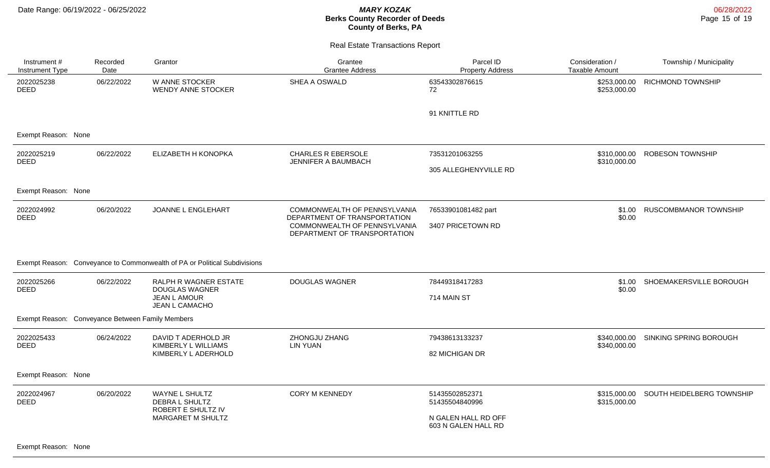Date Range: 06/19/2022 - 06/25/2022

**MARY KOZAK**
**Berks County Recorder of Deeds**
**County of Berks, PA**

Real Estate Transactions Report

| Instrument # / Instrument Type | Recorded Date | Grantor | Grantee / Grantee Address | Parcel ID / Property Address | Consideration / Taxable Amount | Township / Municipality |
|---|---|---|---|---|---|---|
| 2022025238 DEED | 06/22/2022 | W ANNE STOCKER<br>WENDY ANNE STOCKER | SHEA A OSWALD | 63543302876615<br>72<br><br>91 KNITTLE RD | \$253,000.00<br>\$253,000.00 | RICHMOND TOWNSHIP |
| Exempt Reason: None | | | | | | |
| 2022025219 DEED | 06/22/2022 | ELIZABETH H KONOPKA | CHARLES R EBERSOLE<br>JENNIFER A BAUMBACH | 73531201063255<br><br>305 ALLEGHENYVILLE RD | \$310,000.00<br>\$310,000.00 | ROBESON TOWNSHIP |
| Exempt Reason: None | | | | | | |
| 2022024992 DEED | 06/20/2022 | JOANNE L ENGLEHART | COMMONWEALTH OF PENNSYLVANIA DEPARTMENT OF TRANSPORTATION<br>COMMONWEALTH OF PENNSYLVANIA DEPARTMENT OF TRANSPORTATION | 76533901081482 part<br><br>3407 PRICETOWN RD | \$1.00<br>\$0.00 | RUSCOMBMANOR TOWNSHIP |
| Exempt Reason: Conveyance to Commonwealth of PA or Political Subdivisions | | | | | | |
| 2022025266 DEED | 06/22/2022 | RALPH R WAGNER ESTATE<br>DOUGLAS WAGNER<br>JEAN L AMOUR<br>JEAN L CAMACHO | DOUGLAS WAGNER | 78449318417283<br><br>714 MAIN ST | \$1.00<br>\$0.00 | SHOEMAKERSVILLE BOROUGH |
| Exempt Reason: Conveyance Between Family Members | | | | | | |
| 2022025433 DEED | 06/24/2022 | DAVID T ADERHOLD JR<br>KIMBERLY L WILLIAMS<br>KIMBERLY L ADERHOLD | ZHONGJU ZHANG<br>LIN YUAN | 79438613133237<br><br>82 MICHIGAN DR | \$340,000.00<br>\$340,000.00 | SINKING SPRING BOROUGH |
| Exempt Reason: None | | | | | | |
| 2022024967 DEED | 06/20/2022 | WAYNE L SHULTZ<br>DEBRA L SHULTZ<br>ROBERT E SHULTZ IV<br>MARGARET M SHULTZ | CORY M KENNEDY | 51435502852371<br>51435504840996<br><br>N GALEN HALL RD OFF<br>603 N GALEN HALL RD | \$315,000.00<br>\$315,000.00 | SOUTH HEIDELBERG TOWNSHIP |
| Exempt Reason: None | | | | | | |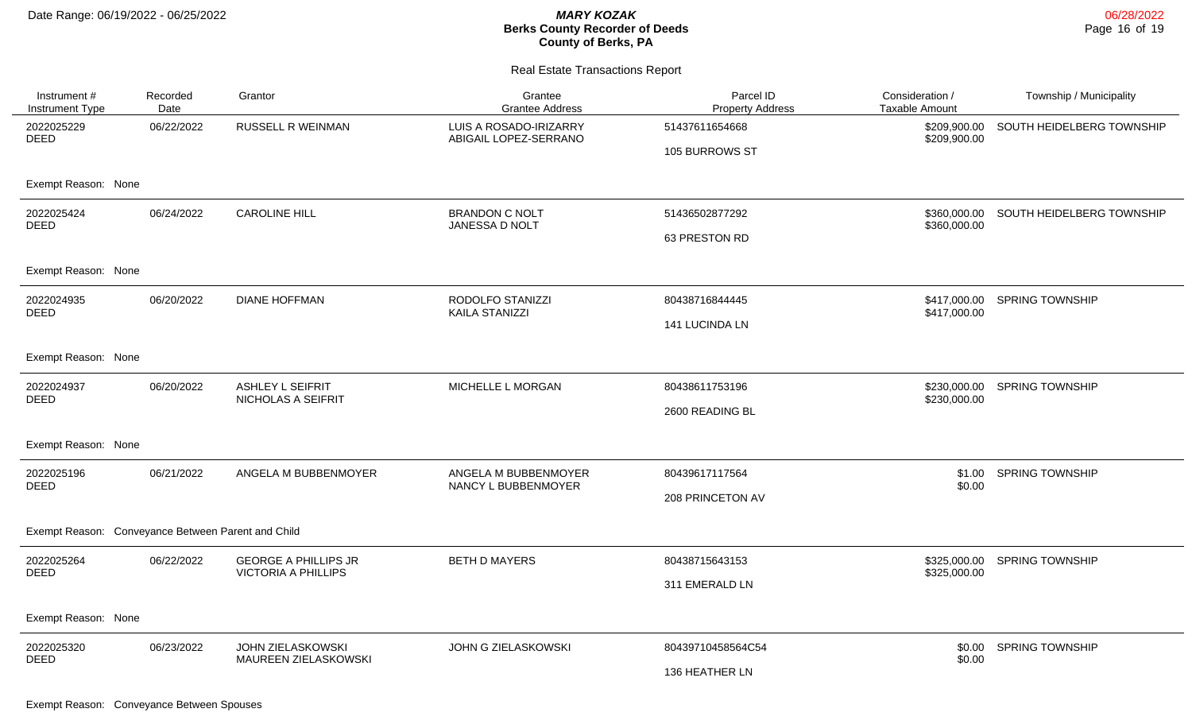## Real Estate Transactions Report

| Instrument # / Instrument Type | Recorded Date | Grantor | Grantee / Grantee Address | Parcel ID / Property Address | Consideration / Taxable Amount | Township / Municipality |
|---|---|---|---|---|---|---|
| 2022025229 DEED | 06/22/2022 | RUSSELL R WEINMAN | LUIS A ROSADO-IRIZARRY ABIGAIL LOPEZ-SERRANO | 51437611654668 105 BURROWS ST | $209,900.00 $209,900.00 | SOUTH HEIDELBERG TOWNSHIP |
| Exempt Reason: None | | | | | | |
| 2022025424 DEED | 06/24/2022 | CAROLINE HILL | BRANDON C NOLT JANESSA D NOLT | 51436502877292 63 PRESTON RD | $360,000.00 $360,000.00 | SOUTH HEIDELBERG TOWNSHIP |
| Exempt Reason: None | | | | | | |
| 2022024935 DEED | 06/20/2022 | DIANE HOFFMAN | RODOLFO STANIZZI KAILA STANIZZI | 80438716844445 141 LUCINDA LN | $417,000.00 $417,000.00 | SPRING TOWNSHIP |
| Exempt Reason: None | | | | | | |
| 2022024937 DEED | 06/20/2022 | ASHLEY L SEIFRIT NICHOLAS A SEIFRIT | MICHELLE L MORGAN | 80438611753196 2600 READING BL | $230,000.00 $230,000.00 | SPRING TOWNSHIP |
| Exempt Reason: None | | | | | | |
| 2022025196 DEED | 06/21/2022 | ANGELA M BUBBENMOYER | ANGELA M BUBBENMOYER NANCY L BUBBENMOYER | 80439617117564 208 PRINCETON AV | $1.00 $0.00 | SPRING TOWNSHIP |
| Exempt Reason: Conveyance Between Parent and Child | | | | | | |
| 2022025264 DEED | 06/22/2022 | GEORGE A PHILLIPS JR VICTORIA A PHILLIPS | BETH D MAYERS | 80438715643153 311 EMERALD LN | $325,000.00 $325,000.00 | SPRING TOWNSHIP |
| Exempt Reason: None | | | | | | |
| 2022025320 DEED | 06/23/2022 | JOHN ZIELASKOWSKI MAUREEN ZIELASKOWSKI | JOHN G ZIELASKOWSKI | 80439710458564C54 136 HEATHER LN | $0.00 $0.00 | SPRING TOWNSHIP |
| Exempt Reason: Conveyance Between Spouses | | | | | | |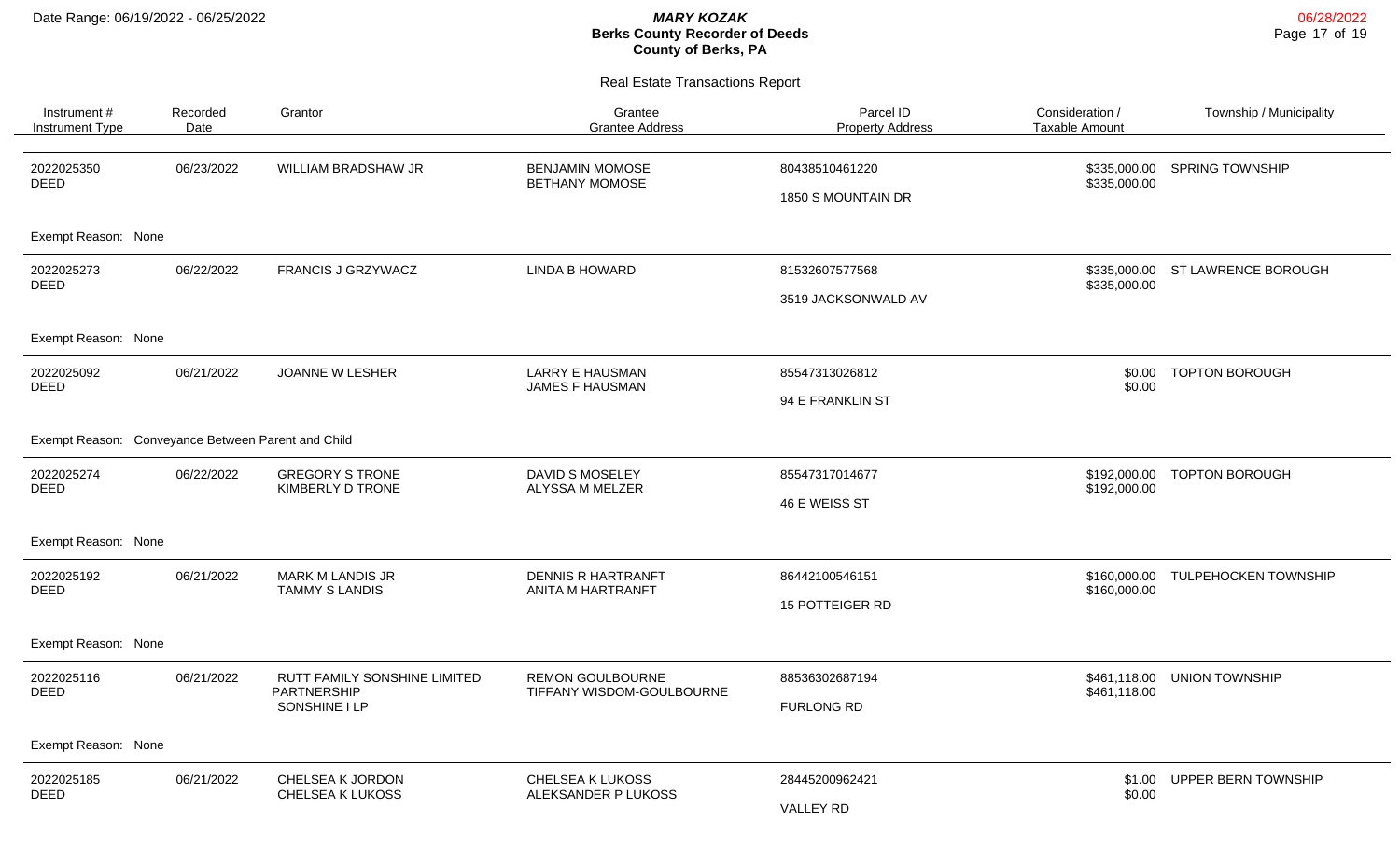# MARY KOZAK
## Berks County Recorder of Deeds
## County of Berks, PA

Date Range: 06/19/2022 - 06/25/2022

06/28/2022

### Real Estate Transactions Report

| Instrument # / Instrument Type | Recorded Date | Grantor | Grantee / Grantee Address | Parcel ID / Property Address | Consideration / Taxable Amount | Township / Municipality |
|---|---|---|---|---|---|---|
| 2022025350 DEED | 06/23/2022 | WILLIAM BRADSHAW JR | BENJAMIN MOMOSE BETHANY MOMOSE | 80438510461220 1850 S MOUNTAIN DR | \$335,000.00 \$335,000.00 | SPRING TOWNSHIP |
| Exempt Reason: None | | | | | | |
| 2022025273 DEED | 06/22/2022 | FRANCIS J GRZYWACZ | LINDA B HOWARD | 81532607577568 3519 JACKSONWALD AV | \$335,000.00 \$335,000.00 | ST LAWRENCE BOROUGH |
| Exempt Reason: None | | | | | | |
| 2022025092 DEED | 06/21/2022 | JOANNE W LESHER | LARRY E HAUSMAN JAMES F HAUSMAN | 85547313026812 94 E FRANKLIN ST | \$0.00 \$0.00 | TOPTON BOROUGH |
| Exempt Reason: Conveyance Between Parent and Child | | | | | | |
| 2022025274 DEED | 06/22/2022 | GREGORY S TRONE KIMBERLY D TRONE | DAVID S MOSELEY ALYSSA M MELZER | 85547317014677 46 E WEISS ST | \$192,000.00 \$192,000.00 | TOPTON BOROUGH |
| Exempt Reason: None | | | | | | |
| 2022025192 DEED | 06/21/2022 | MARK M LANDIS JR TAMMY S LANDIS | DENNIS R HARTRANFT ANITA M HARTRANFT | 86442100546151 15 POTTEIGER RD | \$160,000.00 \$160,000.00 | TULPEHOCKEN TOWNSHIP |
| Exempt Reason: None | | | | | | |
| 2022025116 DEED | 06/21/2022 | RUTT FAMILY SONSHINE LIMITED PARTNERSHIP SONSHINE I LP | REMON GOULBOURNE TIFFANY WISDOM-GOULBOURNE | 88536302687194 FURLONG RD | \$461,118.00 \$461,118.00 | UNION TOWNSHIP |
| Exempt Reason: None | | | | | | |
| 2022025185 DEED | 06/21/2022 | CHELSEA K JORDON CHELSEA K LUKOSS | CHELSEA K LUKOSS ALEKSANDER P LUKOSS | 28445200962421 VALLEY RD | \$1.00 \$0.00 | UPPER BERN TOWNSHIP |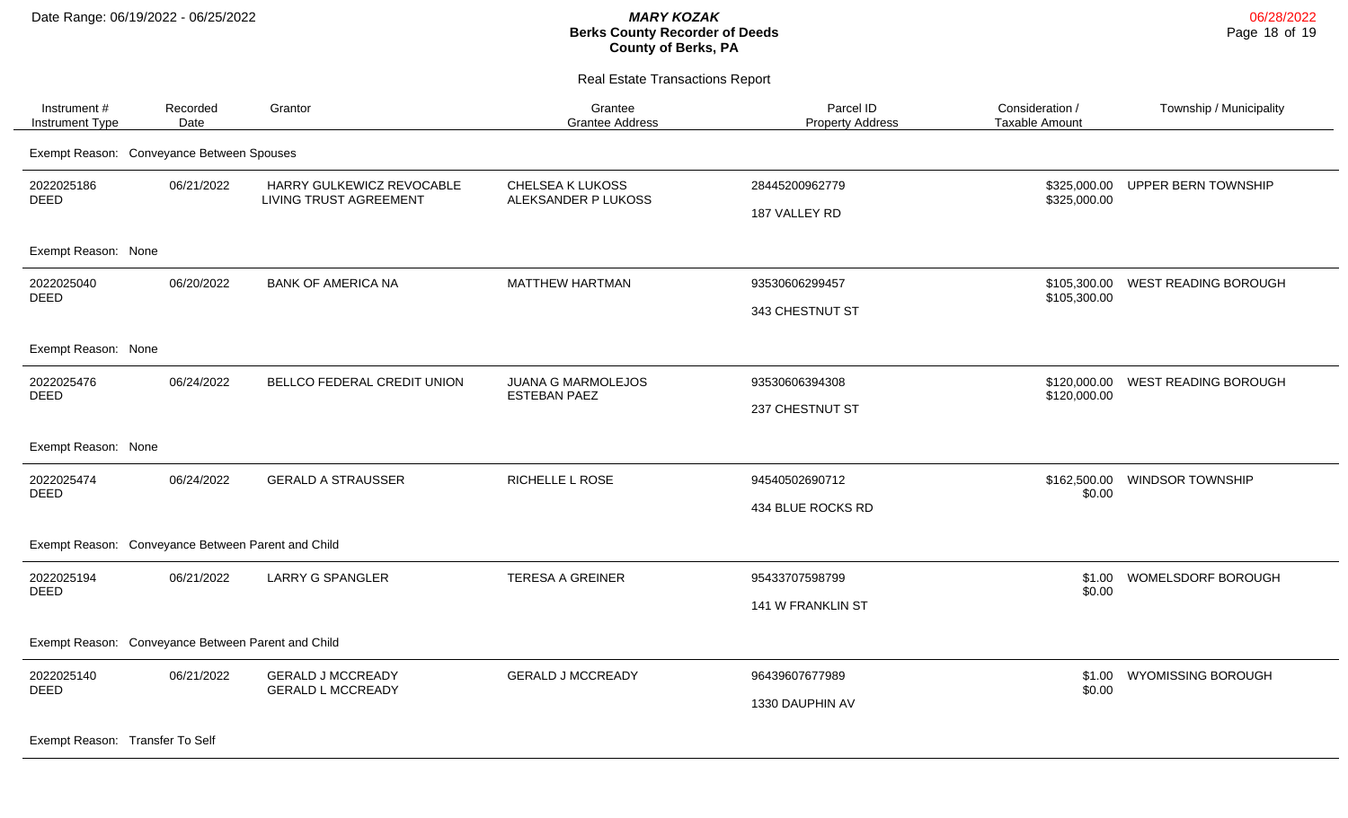## Real Estate Transactions Report

Date Range: 06/19/2022 - 06/25/2022

**MARY KOZAK**
**Berks County Recorder of Deeds**
**County of Berks, PA**

| Instrument # / Instrument Type | Recorded Date | Grantor | Grantee / Grantee Address | Parcel ID / Property Address | Consideration / Taxable Amount | Township / Municipality |
|---|---|---|---|---|---|---|
| Exempt Reason: Conveyance Between Spouses | | | | | | |
| 2022025186 DEED | 06/21/2022 | HARRY GULKEWICZ REVOCABLE LIVING TRUST AGREEMENT | CHELSEA K LUKOSS ALEKSANDER P LUKOSS | 28445200962779 187 VALLEY RD | \$325,000.00 \$325,000.00 | UPPER BERN TOWNSHIP |
| Exempt Reason: None | | | | | | |
| 2022025040 DEED | 06/20/2022 | BANK OF AMERICA NA | MATTHEW HARTMAN | 93530606299457 343 CHESTNUT ST | \$105,300.00 \$105,300.00 | WEST READING BOROUGH |
| Exempt Reason: None | | | | | | |
| 2022025476 DEED | 06/24/2022 | BELLCO FEDERAL CREDIT UNION | JUANA G MARMOLEJOS ESTEBAN PAEZ | 93530606394308 237 CHESTNUT ST | \$120,000.00 \$120,000.00 | WEST READING BOROUGH |
| Exempt Reason: None | | | | | | |
| 2022025474 DEED | 06/24/2022 | GERALD A STRAUSSER | RICHELLE L ROSE | 94540502690712 434 BLUE ROCKS RD | \$162,500.00 \$0.00 | WINDSOR TOWNSHIP |
| Exempt Reason: Conveyance Between Parent and Child | | | | | | |
| 2022025194 DEED | 06/21/2022 | LARRY G SPANGLER | TERESA A GREINER | 95433707598799 141 W FRANKLIN ST | \$1.00 \$0.00 | WOMELSDORF BOROUGH |
| Exempt Reason: Conveyance Between Parent and Child | | | | | | |
| 2022025140 DEED | 06/21/2022 | GERALD J MCCREADY GERALD L MCCREADY | GERALD J MCCREADY | 96439607677989 1330 DAUPHIN AV | \$1.00 \$0.00 | WYOMISSING BOROUGH |
| Exempt Reason: Transfer To Self | | | | | | |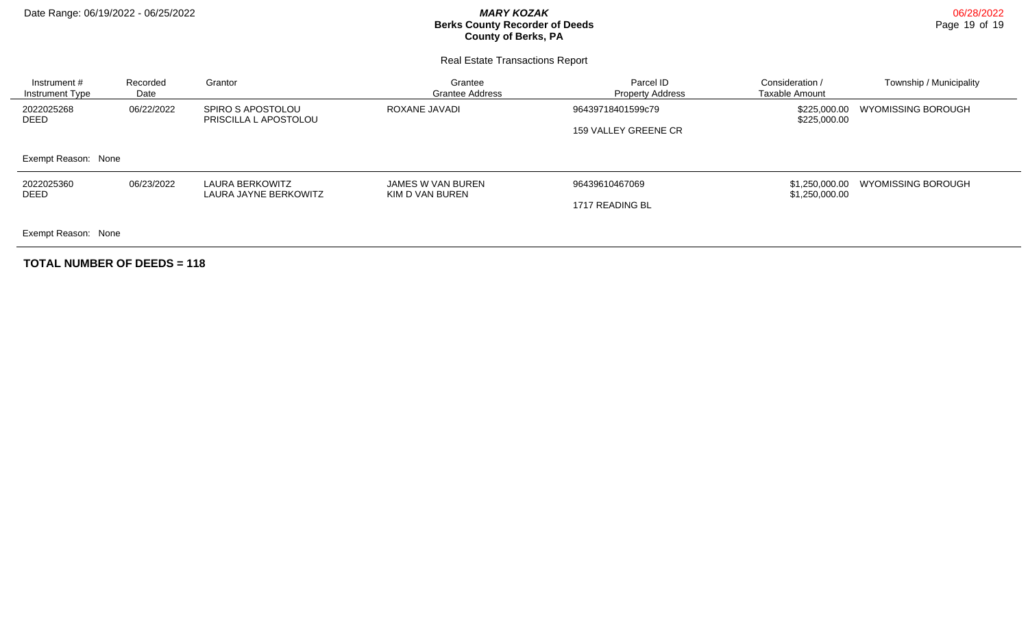Real Estate Transactions Report

| Instrument # Instrument Type | Recorded Date | Grantor | Grantee Grantee Address | Parcel ID Property Address | Consideration / Taxable Amount | Township / Municipality |
|---|---|---|---|---|---|---|
| 2022025268 DEED | 06/22/2022 | SPIRO S APOSTOLOU PRISCILLA L APOSTOLOU | ROXANE JAVADI | 96439718401599c79 159 VALLEY GREENE CR | $225,000.00 $225,000.00 | WYOMISSING BOROUGH |
| Exempt Reason: None | | | | | | |
| 2022025360 DEED | 06/23/2022 | LAURA BERKOWITZ LAURA JAYNE BERKOWITZ | JAMES W VAN BUREN KIM D VAN BUREN | 96439610467069 1717 READING BL | $1,250,000.00 $1,250,000.00 | WYOMISSING BOROUGH |
| Exempt Reason: None | | | | | | |

**TOTAL NUMBER OF DEEDS = 118**